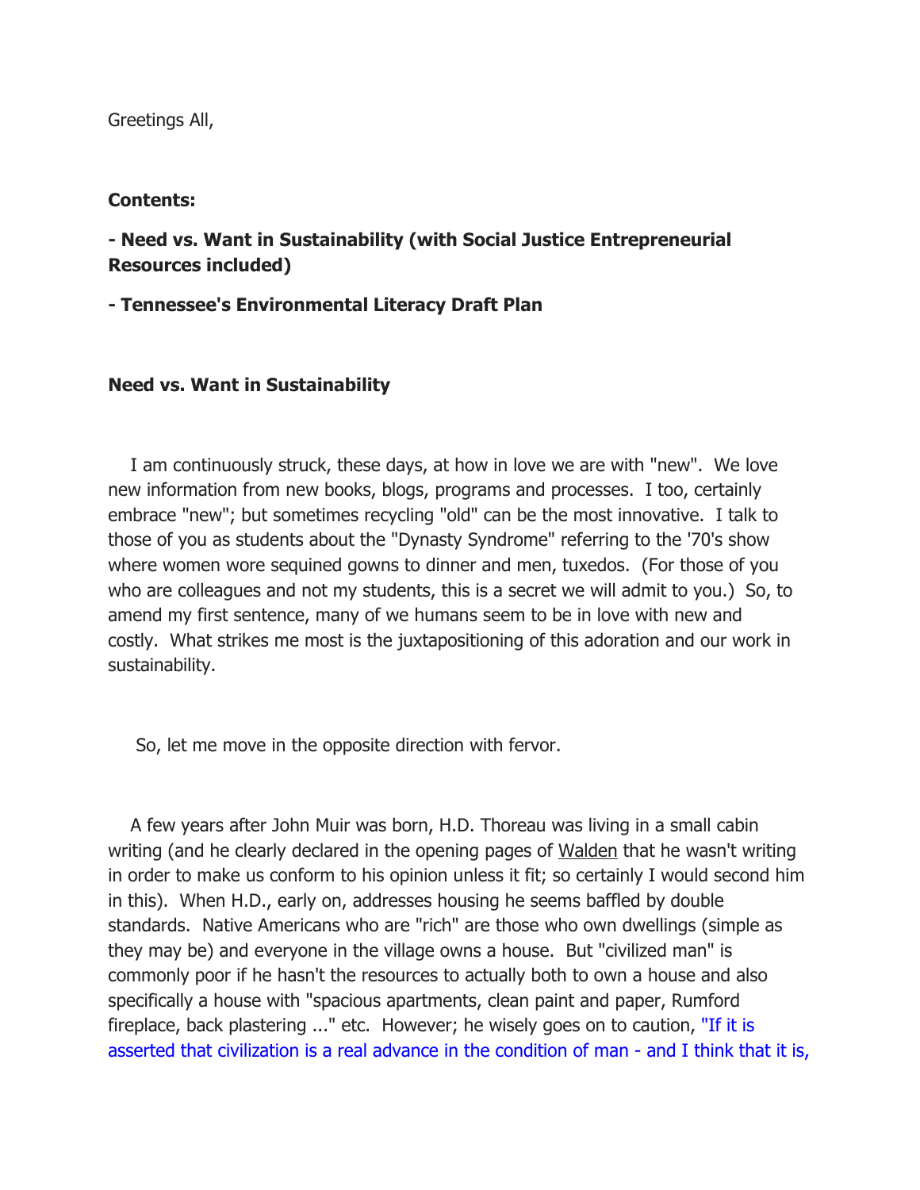Greetings All,

**Contents:**

**- Need vs. Want in Sustainability (with Social Justice Entrepreneurial Resources included)**

**- Tennessee's Environmental Literacy Draft Plan**

**Need vs. Want in Sustainability**

I am continuously struck, these days, at how in love we are with "new". We love new information from new books, blogs, programs and processes. I too, certainly embrace "new"; but sometimes recycling "old" can be the most innovative. I talk to those of you as students about the "Dynasty Syndrome" referring to the '70's show where women wore sequined gowns to dinner and men, tuxedos. (For those of you who are colleagues and not my students, this is a secret we will admit to you.) So, to amend my first sentence, many of we humans seem to be in love with new and costly. What strikes me most is the juxtapositioning of this adoration and our work in sustainability.

So, let me move in the opposite direction with fervor.

A few years after John Muir was born, H.D. Thoreau was living in a small cabin writing (and he clearly declared in the opening pages of Walden that he wasn't writing in order to make us conform to his opinion unless it fit; so certainly I would second him in this). When H.D., early on, addresses housing he seems baffled by double standards. Native Americans who are "rich" are those who own dwellings (simple as they may be) and everyone in the village owns a house. But "civilized man" is commonly poor if he hasn't the resources to actually both to own a house and also specifically a house with "spacious apartments, clean paint and paper, Rumford fireplace, back plastering ..." etc. However; he wisely goes on to caution, "If it is asserted that civilization is a real advance in the condition of man - and I think that it is,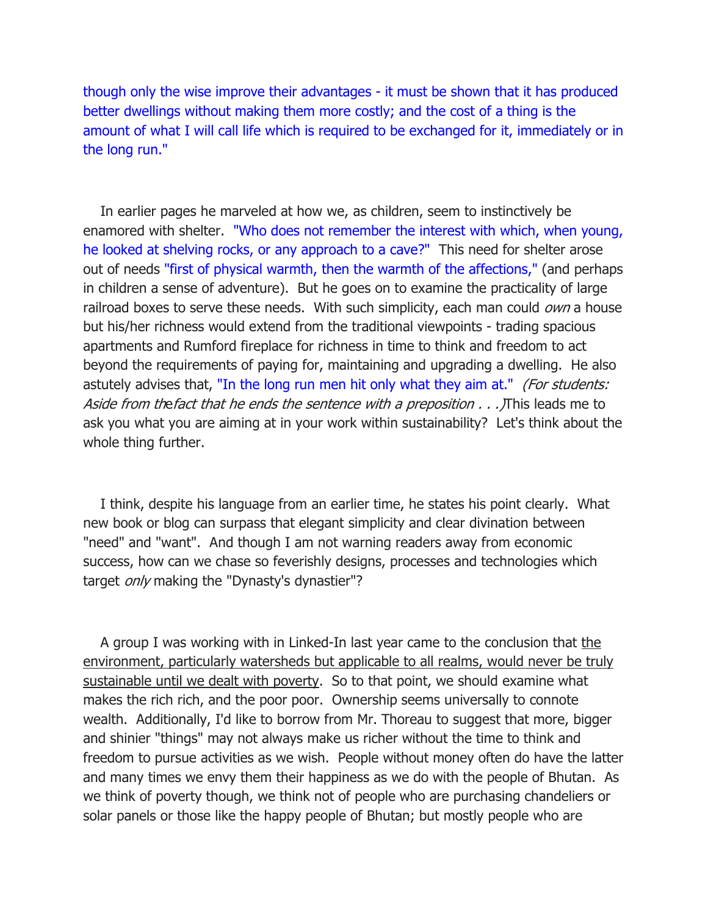though only the wise improve their advantages - it must be shown that it has produced better dwellings without making them more costly; and the cost of a thing is the amount of what I will call life which is required to be exchanged for it, immediately or in the long run."

In earlier pages he marveled at how we, as children, seem to instinctively be enamored with shelter. "Who does not remember the interest with which, when young, he looked at shelving rocks, or any approach to a cave?" This need for shelter arose out of needs "first of physical warmth, then the warmth of the affections," (and perhaps in children a sense of adventure). But he goes on to examine the practicality of large railroad boxes to serve these needs. With such simplicity, each man could *own* a house but his/her richness would extend from the traditional viewpoints - trading spacious apartments and Rumford fireplace for richness in time to think and freedom to act beyond the requirements of paying for, maintaining and upgrading a dwelling. He also astutely advises that, "In the long run men hit only what they aim at." *(For students: Aside from the fact that he ends the sentence with a preposition . . .)* This leads me to ask you what you are aiming at in your work within sustainability? Let's think about the whole thing further.

I think, despite his language from an earlier time, he states his point clearly. What new book or blog can surpass that elegant simplicity and clear divination between "need" and "want". And though I am not warning readers away from economic success, how can we chase so feverishly designs, processes and technologies which target *only* making the "Dynasty's dynastier"?

A group I was working with in Linked-In last year came to the conclusion that <u>the environment, particularly watersheds but applicable to all realms, would never be truly sustainable until we dealt with poverty</u>. So to that point, we should examine what makes the rich rich, and the poor poor. Ownership seems universally to connote wealth. Additionally, I'd like to borrow from Mr. Thoreau to suggest that more, bigger and shinier "things" may not always make us richer without the time to think and freedom to pursue activities as we wish. People without money often do have the latter and many times we envy them their happiness as we do with the people of Bhutan. As we think of poverty though, we think not of people who are purchasing chandeliers or solar panels or those like the happy people of Bhutan; but mostly people who are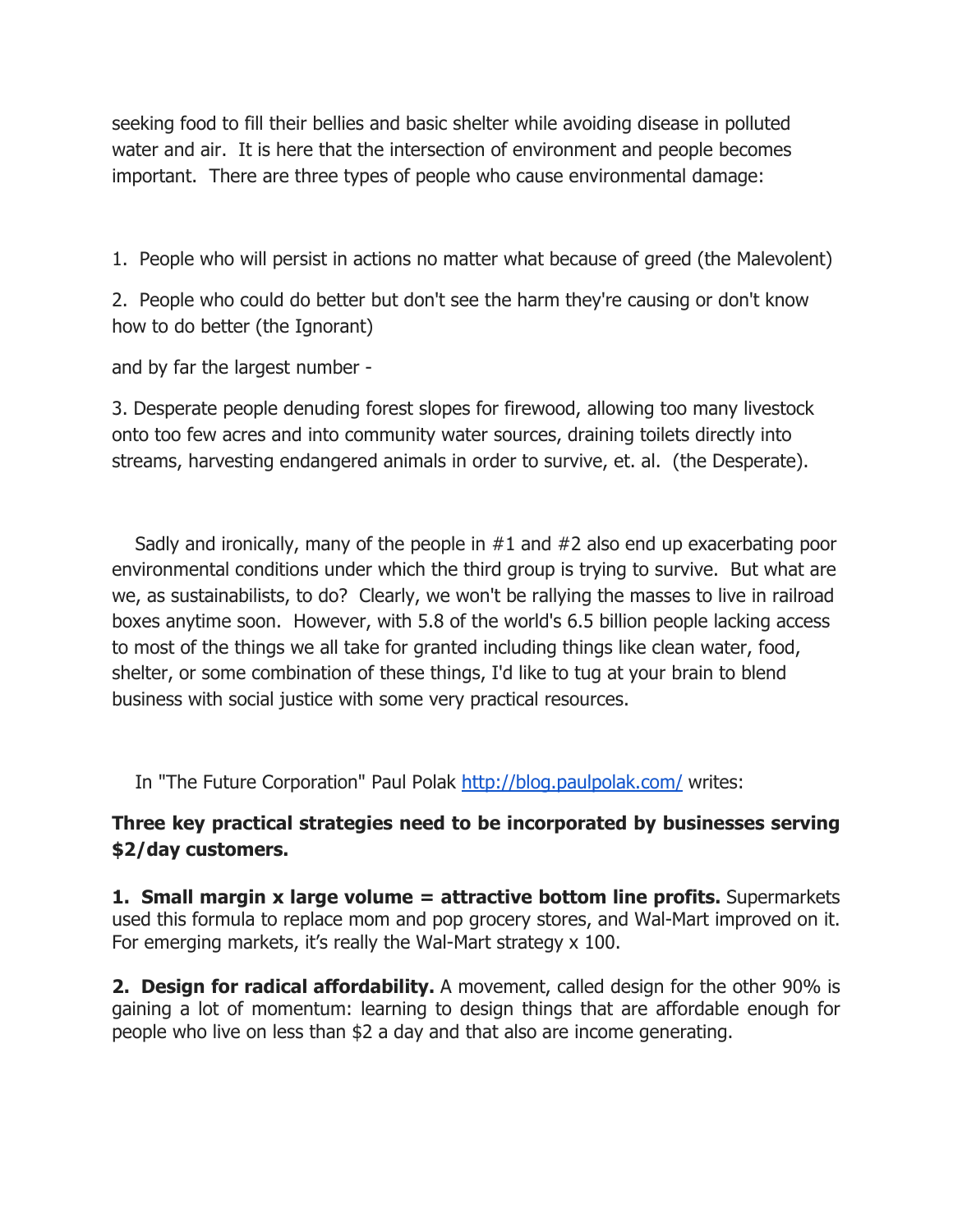seeking food to fill their bellies and basic shelter while avoiding disease in polluted water and air. It is here that the intersection of environment and people becomes important. There are three types of people who cause environmental damage:

1. People who will persist in actions no matter what because of greed (the Malevolent)

2. People who could do better but don't see the harm they're causing or don't know how to do better (the Ignorant)

and by far the largest number -

3. Desperate people denuding forest slopes for firewood, allowing too many livestock onto too few acres and into community water sources, draining toilets directly into streams, harvesting endangered animals in order to survive, et. al. (the Desperate).

Sadly and ironically, many of the people in #1 and #2 also end up exacerbating poor environmental conditions under which the third group is trying to survive. But what are we, as sustainabilists, to do? Clearly, we won't be rallying the masses to live in railroad boxes anytime soon. However, with 5.8 of the world's 6.5 billion people lacking access to most of the things we all take for granted including things like clean water, food, shelter, or some combination of these things, I'd like to tug at your brain to blend business with social justice with some very practical resources.

In "The Future Corporation" Paul Polak http://blog.paulpolak.com/ writes:

**Three key practical strategies need to be incorporated by businesses serving $2/day customers.**

**1. Small margin x large volume = attractive bottom line profits.** Supermarkets used this formula to replace mom and pop grocery stores, and Wal-Mart improved on it. For emerging markets, it's really the Wal-Mart strategy x 100.

**2. Design for radical affordability.** A movement, called design for the other 90% is gaining a lot of momentum: learning to design things that are affordable enough for people who live on less than $2 a day and that also are income generating.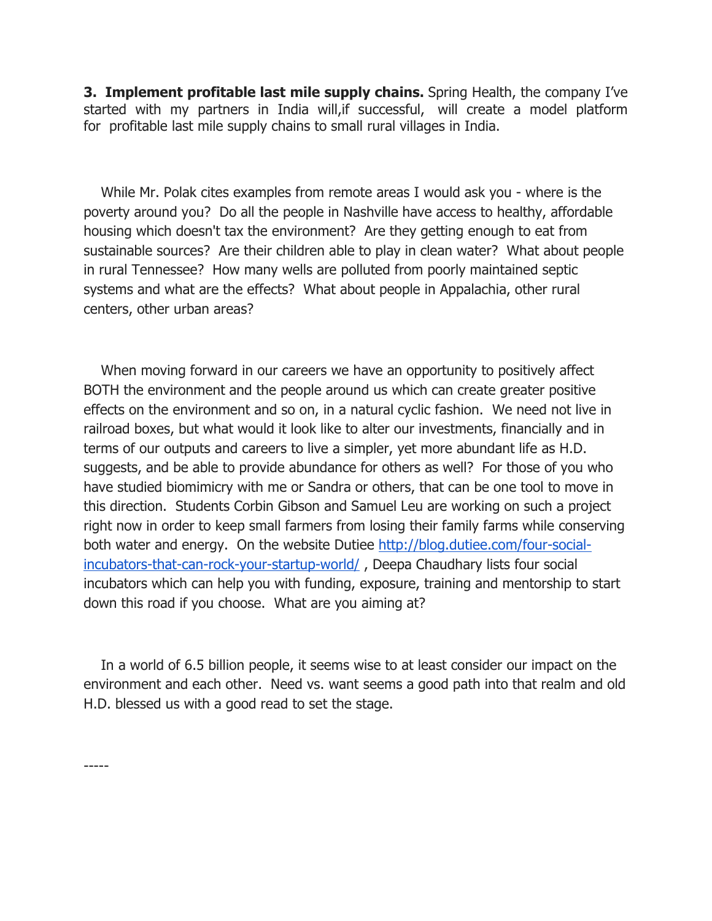**3. Implement profitable last mile supply chains.** Spring Health, the company I've started with my partners in India will,if successful, will create a model platform for profitable last mile supply chains to small rural villages in India.

While Mr. Polak cites examples from remote areas I would ask you - where is the poverty around you? Do all the people in Nashville have access to healthy, affordable housing which doesn't tax the environment? Are they getting enough to eat from sustainable sources? Are their children able to play in clean water? What about people in rural Tennessee? How many wells are polluted from poorly maintained septic systems and what are the effects? What about people in Appalachia, other rural centers, other urban areas?

When moving forward in our careers we have an opportunity to positively affect BOTH the environment and the people around us which can create greater positive effects on the environment and so on, in a natural cyclic fashion. We need not live in railroad boxes, but what would it look like to alter our investments, financially and in terms of our outputs and careers to live a simpler, yet more abundant life as H.D. suggests, and be able to provide abundance for others as well? For those of you who have studied biomimicry with me or Sandra or others, that can be one tool to move in this direction. Students Corbin Gibson and Samuel Leu are working on such a project right now in order to keep small farmers from losing their family farms while conserving both water and energy. On the website Dutiee [http://blog.dutiee.com/four-social-incubators-that-can-rock-your-startup-world/](http://blog.dutiee.com/four-social-incubators-that-can-rock-your-startup-world/) , Deepa Chaudhary lists four social incubators which can help you with funding, exposure, training and mentorship to start down this road if you choose. What are you aiming at?

In a world of 6.5 billion people, it seems wise to at least consider our impact on the environment and each other. Need vs. want seems a good path into that realm and old H.D. blessed us with a good read to set the stage.

-----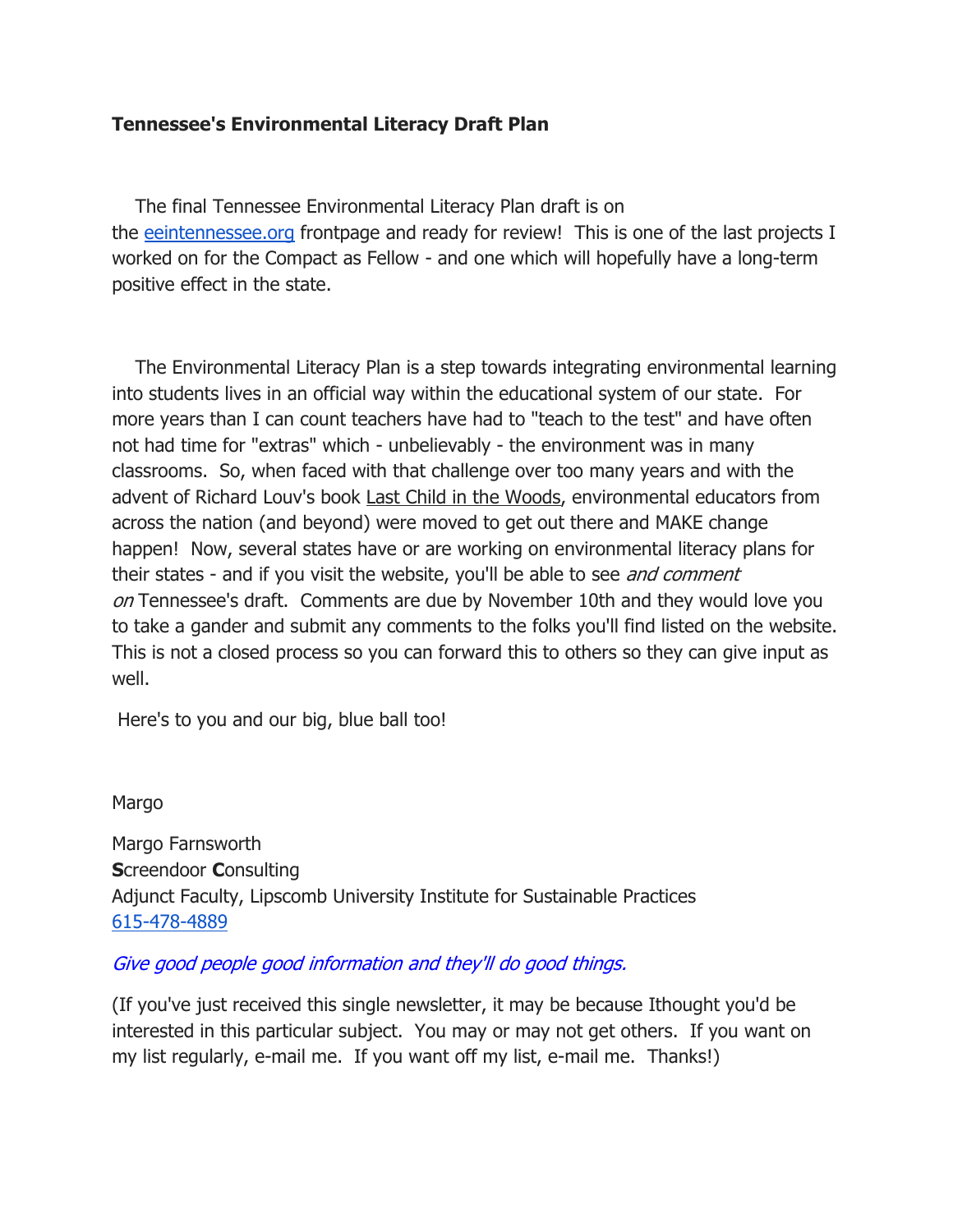**Tennessee's Environmental Literacy Draft Plan**

The final Tennessee Environmental Literacy Plan draft is on the eeintennessee.org frontpage and ready for review! This is one of the last projects I worked on for the Compact as Fellow - and one which will hopefully have a long-term positive effect in the state.

The Environmental Literacy Plan is a step towards integrating environmental learning into students lives in an official way within the educational system of our state. For more years than I can count teachers have had to "teach to the test" and have often not had time for "extras" which - unbelievably - the environment was in many classrooms. So, when faced with that challenge over too many years and with the advent of Richard Louv's book Last Child in the Woods, environmental educators from across the nation (and beyond) were moved to get out there and MAKE change happen! Now, several states have or are working on environmental literacy plans for their states - and if you visit the website, you'll be able to see *and comment on* Tennessee's draft. Comments are due by November 10th and they would love you to take a gander and submit any comments to the folks you'll find listed on the website. This is not a closed process so you can forward this to others so they can give input as well.

Here's to you and our big, blue ball too!

Margo

Margo Farnsworth
**S**creendoor **C**onsulting
Adjunct Faculty, Lipscomb University Institute for Sustainable Practices
615-478-4889

*Give good people good information and they'll do good things.*

(If you've just received this single newsletter, it may be because Ithought you'd be interested in this particular subject. You may or may not get others. If you want on my list regularly, e-mail me. If you want off my list, e-mail me. Thanks!)